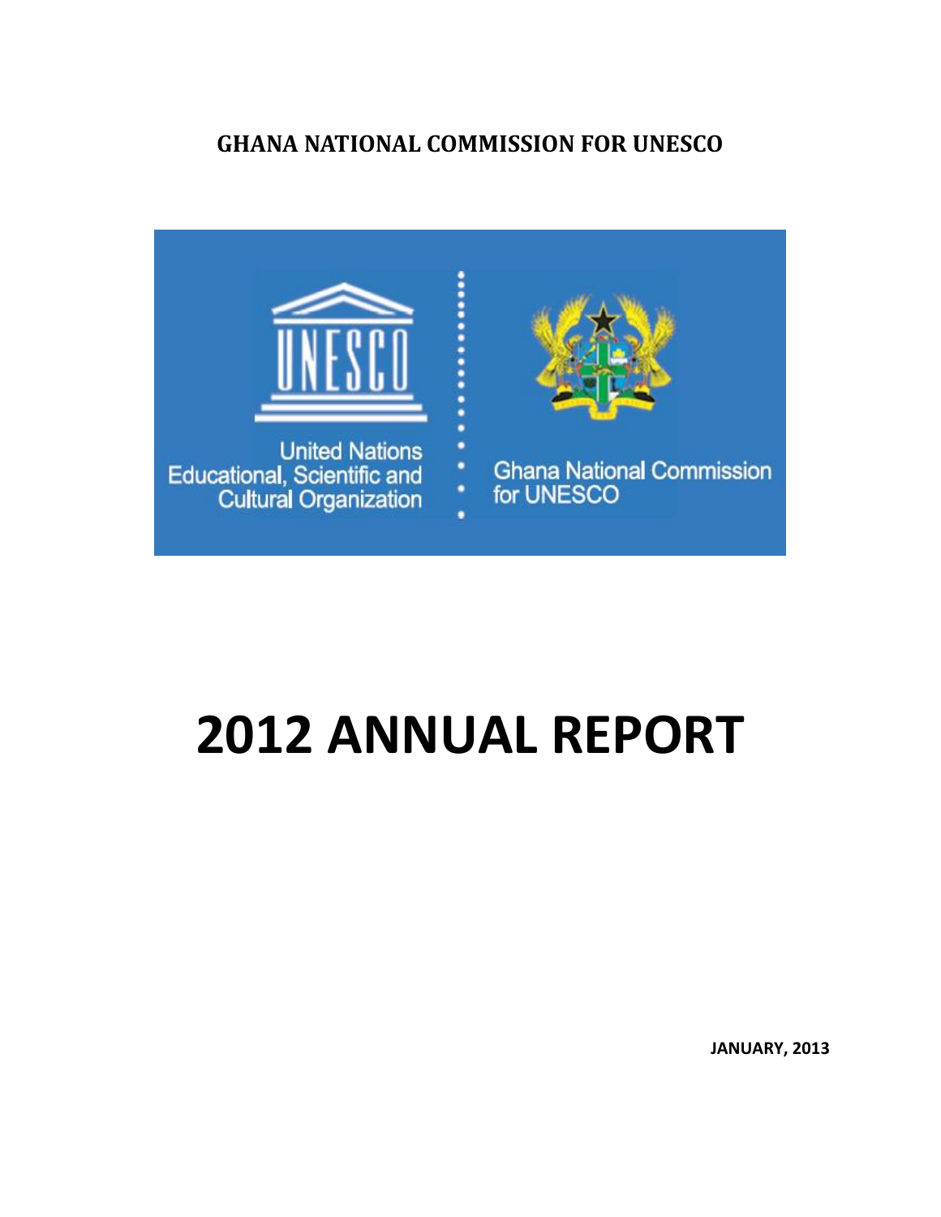**GHANA NATIONAL COMMISSION FOR UNESCO**

United Nations Educational, Scientific and Cultural Organization

Ghana National Commission for UNESCO

# 2012 ANNUAL REPORT

**JANUARY, 2013**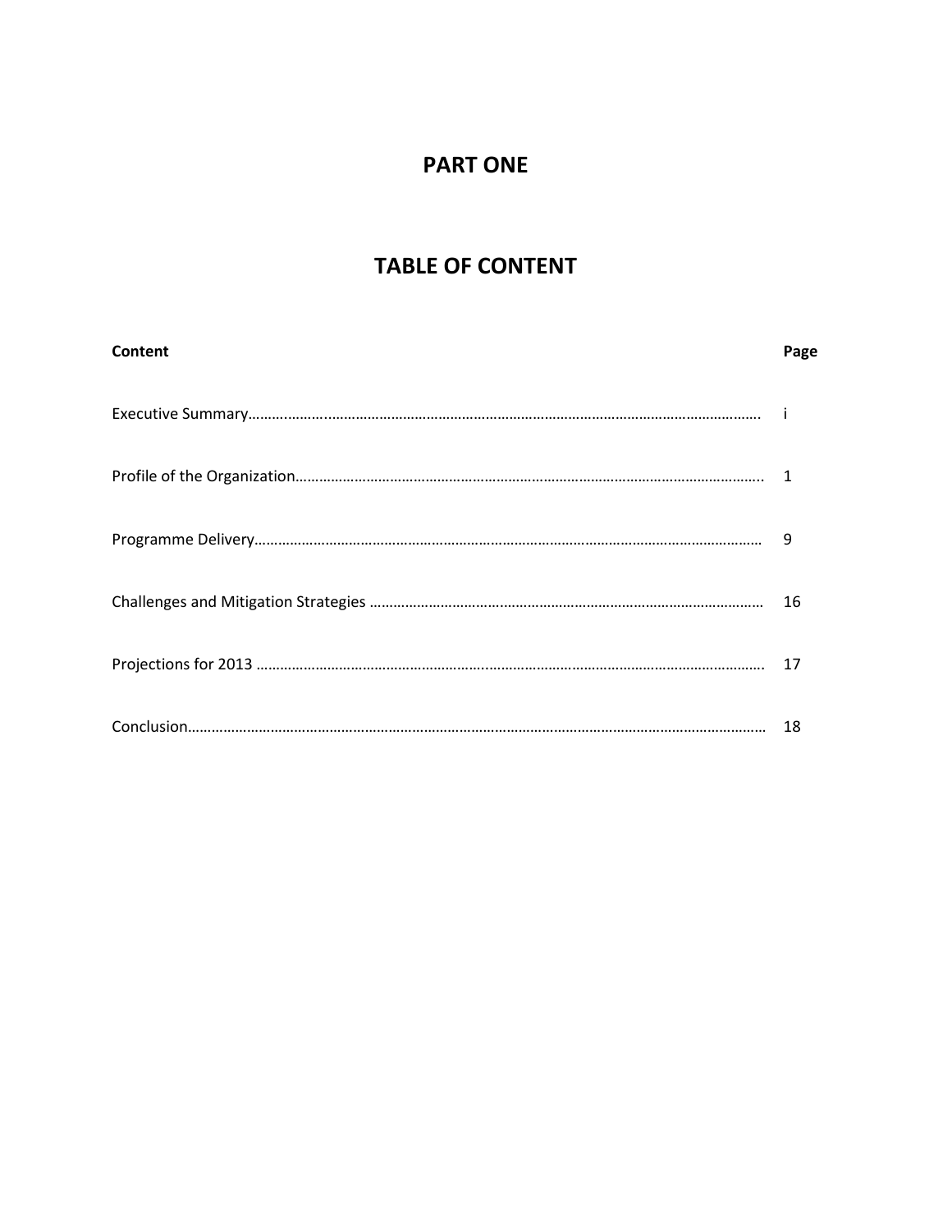# PART ONE

## TABLE OF CONTENT

| Content | Page |
| --- | --- |
| Executive Summary | i |
| Profile of the Organization | 1 |
| Programme Delivery | 9 |
| Challenges and Mitigation Strategies | 16 |
| Projections for 2013 | 17 |
| Conclusion | 18 |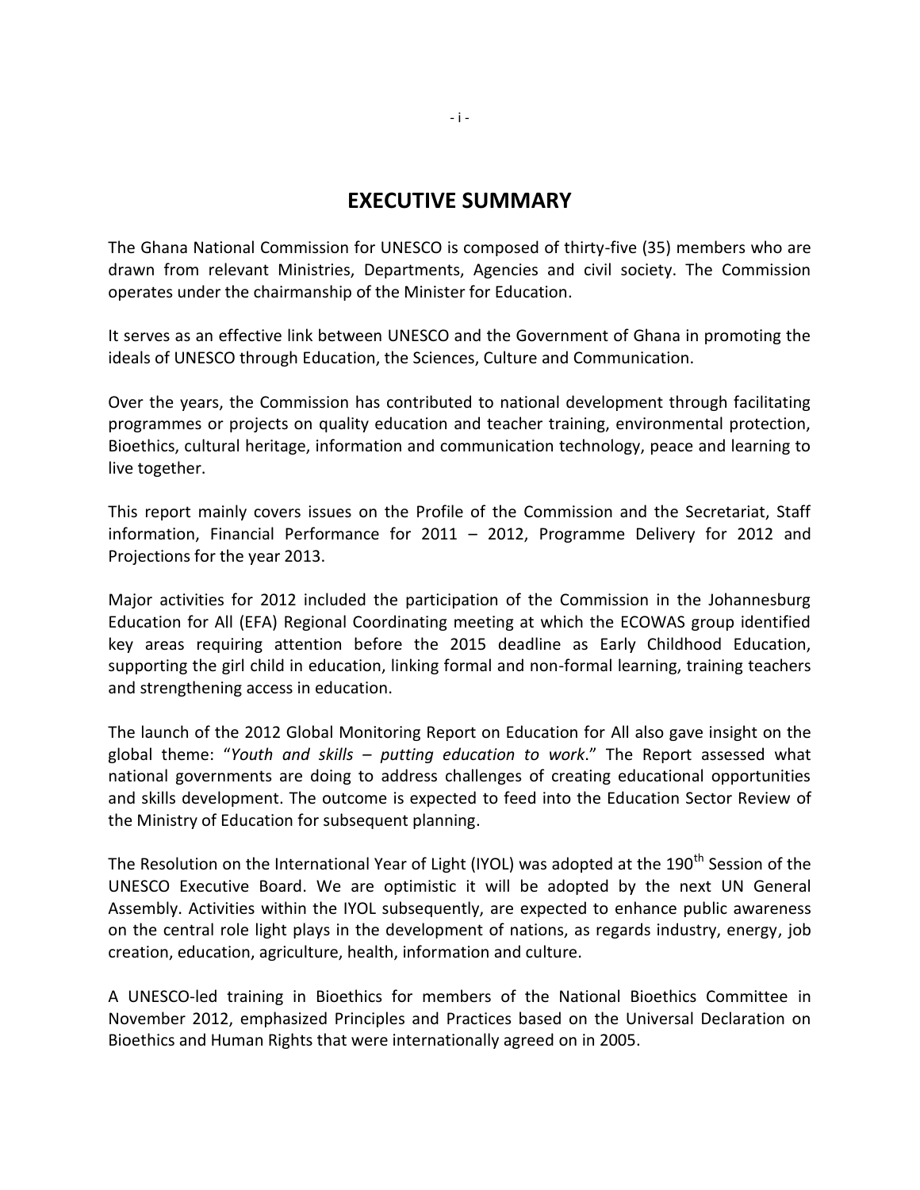# EXECUTIVE SUMMARY

The Ghana National Commission for UNESCO is composed of thirty-five (35) members who are drawn from relevant Ministries, Departments, Agencies and civil society. The Commission operates under the chairmanship of the Minister for Education.

It serves as an effective link between UNESCO and the Government of Ghana in promoting the ideals of UNESCO through Education, the Sciences, Culture and Communication.

Over the years, the Commission has contributed to national development through facilitating programmes or projects on quality education and teacher training, environmental protection, Bioethics, cultural heritage, information and communication technology, peace and learning to live together.

This report mainly covers issues on the Profile of the Commission and the Secretariat, Staff information, Financial Performance for 2011 – 2012, Programme Delivery for 2012 and Projections for the year 2013.

Major activities for 2012 included the participation of the Commission in the Johannesburg Education for All (EFA) Regional Coordinating meeting at which the ECOWAS group identified key areas requiring attention before the 2015 deadline as Early Childhood Education, supporting the girl child in education, linking formal and non-formal learning, training teachers and strengthening access in education.

The launch of the 2012 Global Monitoring Report on Education for All also gave insight on the global theme: "*Youth and skills – putting education to work*." The Report assessed what national governments are doing to address challenges of creating educational opportunities and skills development. The outcome is expected to feed into the Education Sector Review of the Ministry of Education for subsequent planning.

The Resolution on the International Year of Light (IYOL) was adopted at the 190th Session of the UNESCO Executive Board. We are optimistic it will be adopted by the next UN General Assembly. Activities within the IYOL subsequently, are expected to enhance public awareness on the central role light plays in the development of nations, as regards industry, energy, job creation, education, agriculture, health, information and culture.

A UNESCO-led training in Bioethics for members of the National Bioethics Committee in November 2012, emphasized Principles and Practices based on the Universal Declaration on Bioethics and Human Rights that were internationally agreed on in 2005.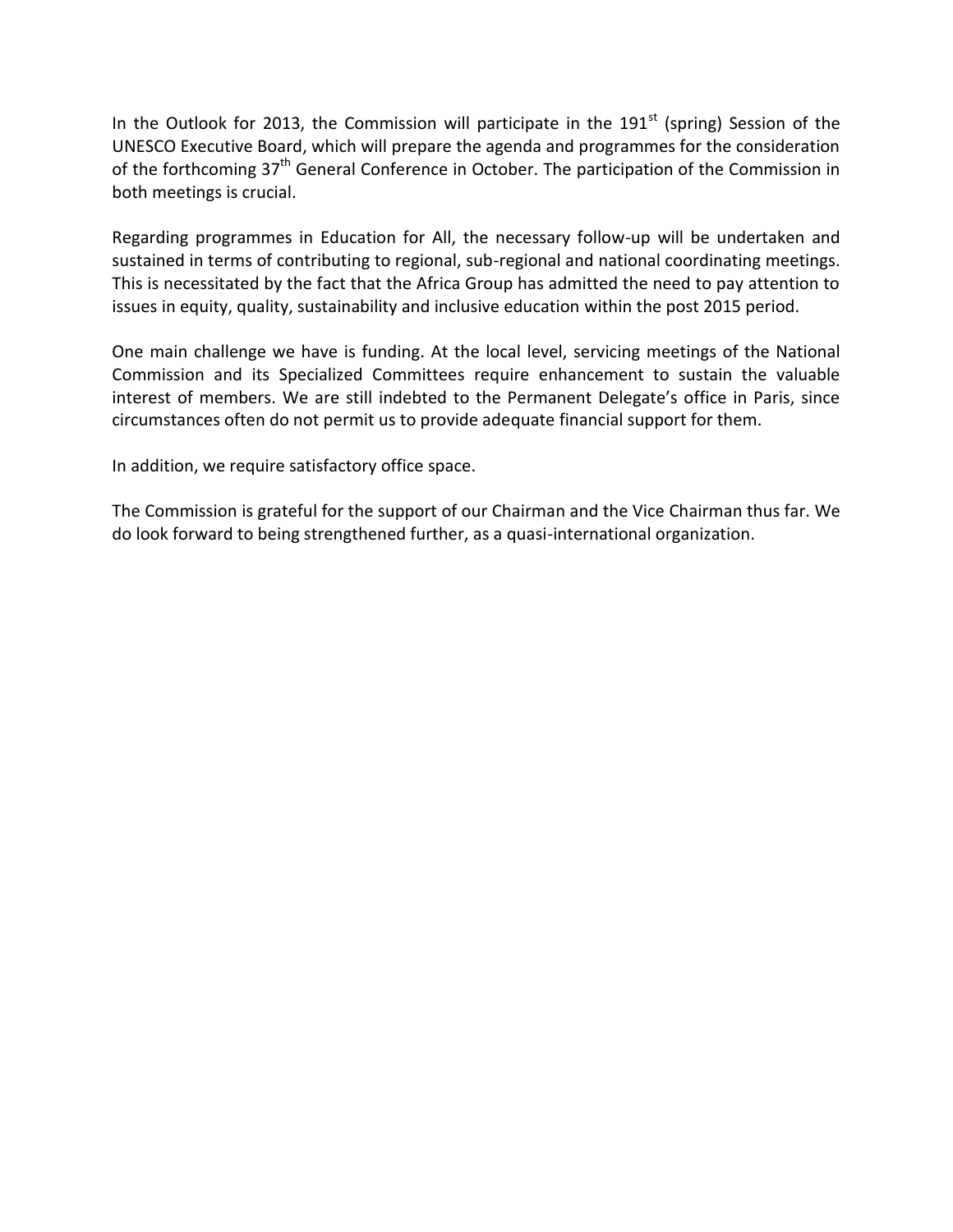In the Outlook for 2013, the Commission will participate in the 191st (spring) Session of the UNESCO Executive Board, which will prepare the agenda and programmes for the consideration of the forthcoming 37th General Conference in October. The participation of the Commission in both meetings is crucial.

Regarding programmes in Education for All, the necessary follow-up will be undertaken and sustained in terms of contributing to regional, sub-regional and national coordinating meetings. This is necessitated by the fact that the Africa Group has admitted the need to pay attention to issues in equity, quality, sustainability and inclusive education within the post 2015 period.

One main challenge we have is funding. At the local level, servicing meetings of the National Commission and its Specialized Committees require enhancement to sustain the valuable interest of members. We are still indebted to the Permanent Delegate's office in Paris, since circumstances often do not permit us to provide adequate financial support for them.

In addition, we require satisfactory office space.

The Commission is grateful for the support of our Chairman and the Vice Chairman thus far. We do look forward to being strengthened further, as a quasi-international organization.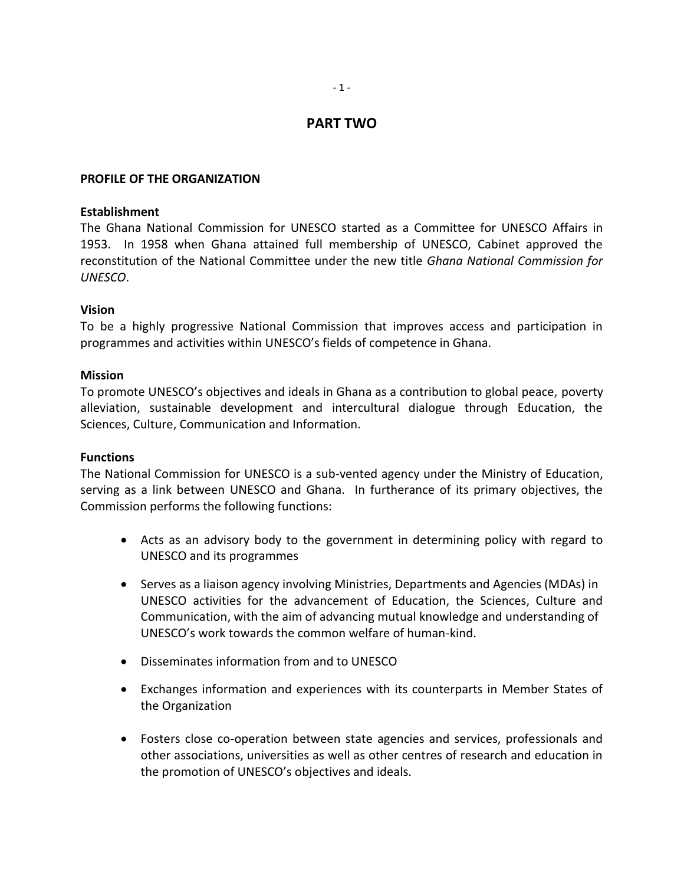# PART TWO

## PROFILE OF THE ORGANIZATION

### Establishment

The Ghana National Commission for UNESCO started as a Committee for UNESCO Affairs in 1953. In 1958 when Ghana attained full membership of UNESCO, Cabinet approved the reconstitution of the National Committee under the new title *Ghana National Commission for UNESCO*.

### Vision

To be a highly progressive National Commission that improves access and participation in programmes and activities within UNESCO's fields of competence in Ghana.

### Mission

To promote UNESCO's objectives and ideals in Ghana as a contribution to global peace, poverty alleviation, sustainable development and intercultural dialogue through Education, the Sciences, Culture, Communication and Information.

### Functions

The National Commission for UNESCO is a sub-vented agency under the Ministry of Education, serving as a link between UNESCO and Ghana. In furtherance of its primary objectives, the Commission performs the following functions:

- Acts as an advisory body to the government in determining policy with regard to UNESCO and its programmes
- Serves as a liaison agency involving Ministries, Departments and Agencies (MDAs) in UNESCO activities for the advancement of Education, the Sciences, Culture and Communication, with the aim of advancing mutual knowledge and understanding of UNESCO's work towards the common welfare of human-kind.
- Disseminates information from and to UNESCO
- Exchanges information and experiences with its counterparts in Member States of the Organization
- Fosters close co-operation between state agencies and services, professionals and other associations, universities as well as other centres of research and education in the promotion of UNESCO's objectives and ideals.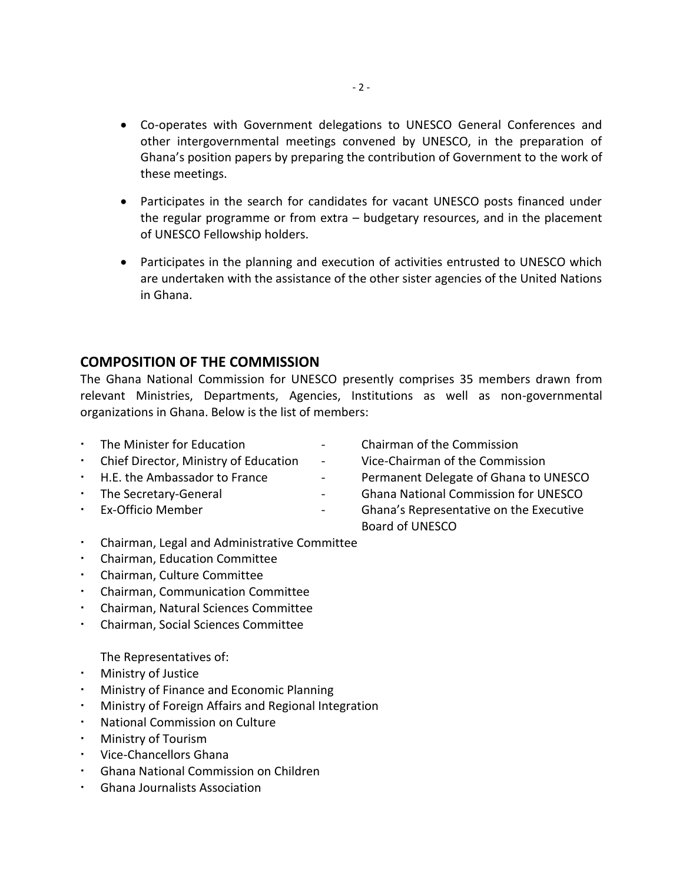- Co-operates with Government delegations to UNESCO General Conferences and other intergovernmental meetings convened by UNESCO, in the preparation of Ghana's position papers by preparing the contribution of Government to the work of these meetings.

- Participates in the search for candidates for vacant UNESCO posts financed under the regular programme or from extra – budgetary resources, and in the placement of UNESCO Fellowship holders.

- Participates in the planning and execution of activities entrusted to UNESCO which are undertaken with the assistance of the other sister agencies of the United Nations in Ghana.

## COMPOSITION OF THE COMMISSION

The Ghana National Commission for UNESCO presently comprises 35 members drawn from relevant Ministries, Departments, Agencies, Institutions as well as non-governmental organizations in Ghana. Below is the list of members:

- The Minister for Education - Chairman of the Commission
- Chief Director, Ministry of Education - Vice-Chairman of the Commission
- H.E. the Ambassador to France - Permanent Delegate of Ghana to UNESCO
- The Secretary-General - Ghana National Commission for UNESCO
- Ex-Officio Member - Ghana's Representative on the Executive Board of UNESCO
- Chairman, Legal and Administrative Committee
- Chairman, Education Committee
- Chairman, Culture Committee
- Chairman, Communication Committee
- Chairman, Natural Sciences Committee
- Chairman, Social Sciences Committee

The Representatives of:

- Ministry of Justice
- Ministry of Finance and Economic Planning
- Ministry of Foreign Affairs and Regional Integration
- National Commission on Culture
- Ministry of Tourism
- Vice-Chancellors Ghana
- Ghana National Commission on Children
- Ghana Journalists Association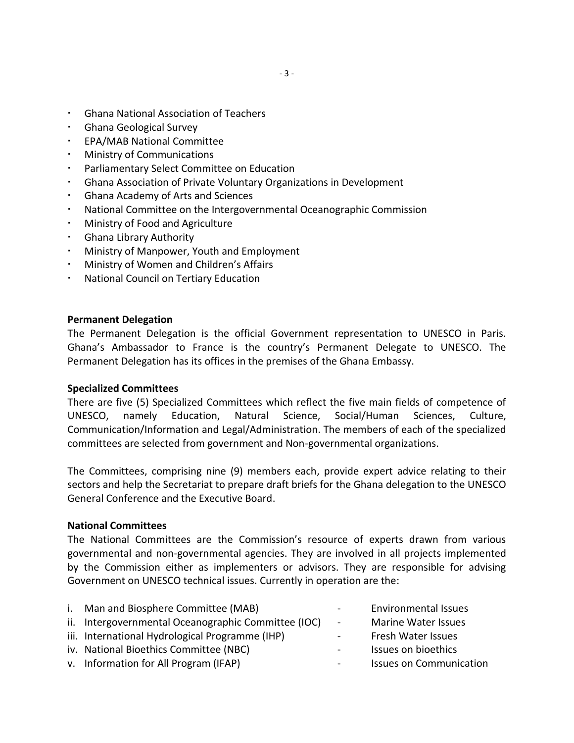- Ghana National Association of Teachers
- Ghana Geological Survey
- EPA/MAB National Committee
- Ministry of Communications
- Parliamentary Select Committee on Education
- Ghana Association of Private Voluntary Organizations in Development
- Ghana Academy of Arts and Sciences
- National Committee on the Intergovernmental Oceanographic Commission
- Ministry of Food and Agriculture
- Ghana Library Authority
- Ministry of Manpower, Youth and Employment
- Ministry of Women and Children's Affairs
- National Council on Tertiary Education

**Permanent Delegation**

The Permanent Delegation is the official Government representation to UNESCO in Paris. Ghana's Ambassador to France is the country's Permanent Delegate to UNESCO. The Permanent Delegation has its offices in the premises of the Ghana Embassy.

**Specialized Committees**

There are five (5) Specialized Committees which reflect the five main fields of competence of UNESCO, namely Education, Natural Science, Social/Human Sciences, Culture, Communication/Information and Legal/Administration. The members of each of the specialized committees are selected from government and Non-governmental organizations.

The Committees, comprising nine (9) members each, provide expert advice relating to their sectors and help the Secretariat to prepare draft briefs for the Ghana delegation to the UNESCO General Conference and the Executive Board.

**National Committees**

The National Committees are the Commission's resource of experts drawn from various governmental and non-governmental agencies. They are involved in all projects implemented by the Commission either as implementers or advisors. They are responsible for advising Government on UNESCO technical issues. Currently in operation are the:

i. Man and Biosphere Committee (MAB) - Environmental Issues
ii. Intergovernmental Oceanographic Committee (IOC) - Marine Water Issues
iii. International Hydrological Programme (IHP) - Fresh Water Issues
iv. National Bioethics Committee (NBC) - Issues on bioethics
v. Information for All Program (IFAP) - Issues on Communication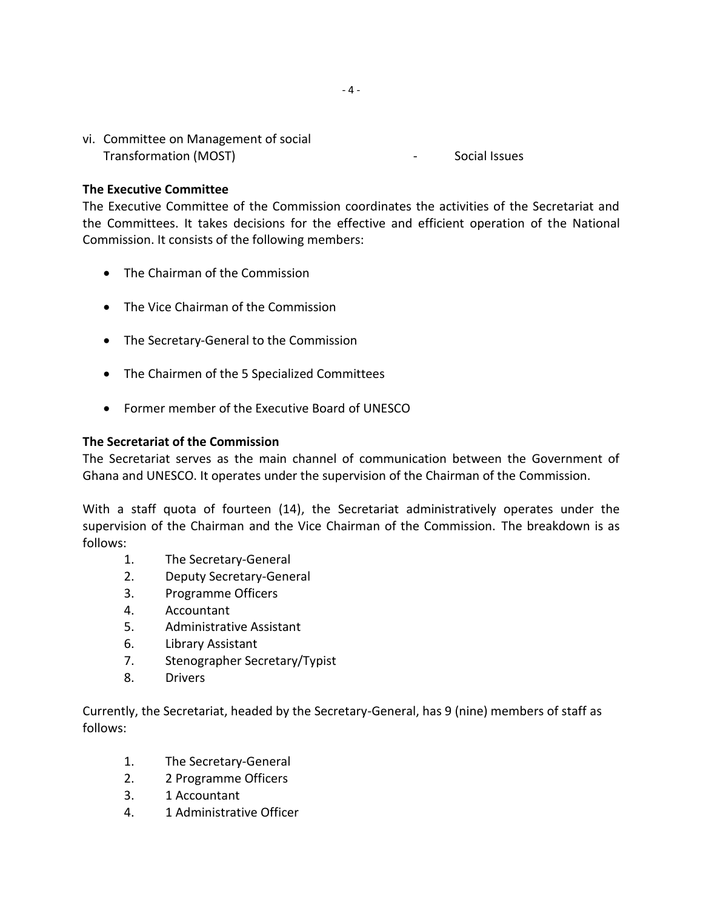vi. Committee on Management of social Transformation (MOST) - Social Issues

**The Executive Committee**

The Executive Committee of the Commission coordinates the activities of the Secretariat and the Committees. It takes decisions for the effective and efficient operation of the National Commission. It consists of the following members:

- The Chairman of the Commission
- The Vice Chairman of the Commission
- The Secretary-General to the Commission
- The Chairmen of the 5 Specialized Committees
- Former member of the Executive Board of UNESCO

**The Secretariat of the Commission**

The Secretariat serves as the main channel of communication between the Government of Ghana and UNESCO. It operates under the supervision of the Chairman of the Commission.

With a staff quota of fourteen (14), the Secretariat administratively operates under the supervision of the Chairman and the Vice Chairman of the Commission. The breakdown is as follows:

1. The Secretary-General
2. Deputy Secretary-General
3. Programme Officers
4. Accountant
5. Administrative Assistant
6. Library Assistant
7. Stenographer Secretary/Typist
8. Drivers

Currently, the Secretariat, headed by the Secretary-General, has 9 (nine) members of staff as follows:

1. The Secretary-General
2. 2 Programme Officers
3. 1 Accountant
4. 1 Administrative Officer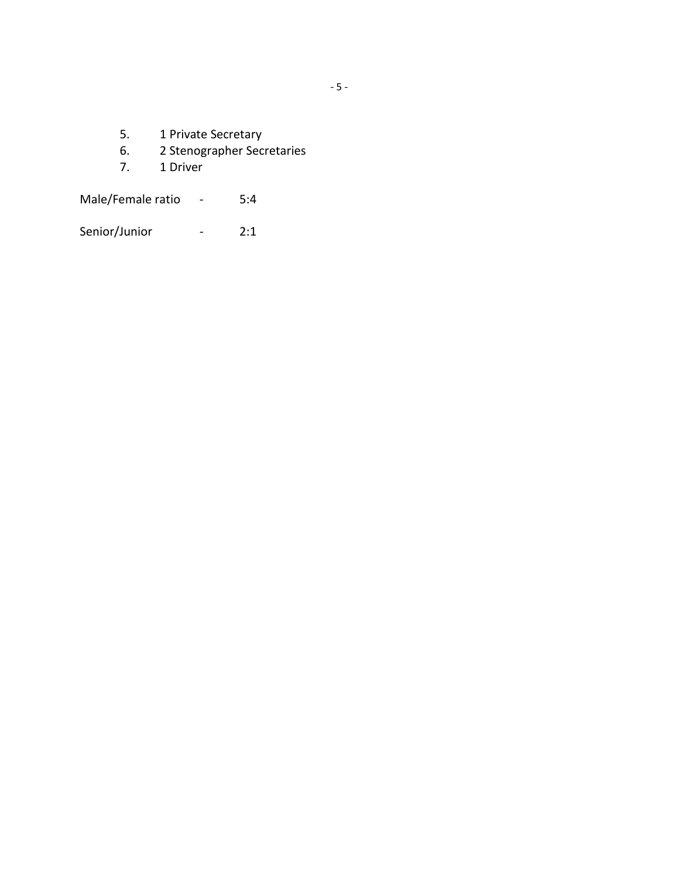5. 1 Private Secretary
6. 2 Stenographer Secretaries
7. 1 Driver

Male/Female ratio - 5:4

Senior/Junior - 2:1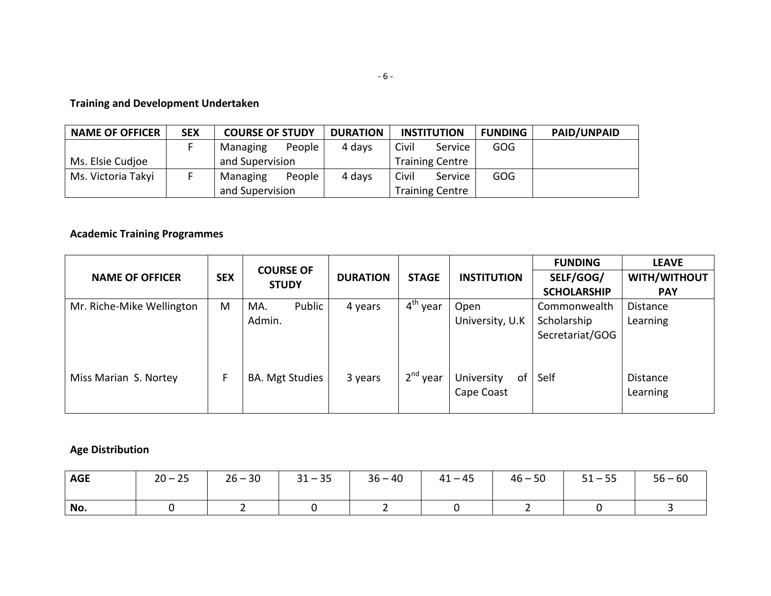**Training and Development Undertaken**

| NAME OF OFFICER | SEX | COURSE OF STUDY | DURATION | INSTITUTION | FUNDING | PAID/UNPAID |
|---|---|---|---|---|---|---|
| Ms. Elsie Cudjoe | F | Managing People and Supervision | 4 days | Civil Service Training Centre | GOG | |
| Ms. Victoria Takyi | F | Managing People and Supervision | 4 days | Civil Service Training Centre | GOG | |

**Academic Training Programmes**

| NAME OF OFFICER | SEX | COURSE OF STUDY | DURATION | STAGE | INSTITUTION | FUNDING | LEAVE |
|---|---|---|---|---|---|---|---|
| | | | | | | SELF/GOG/ SCHOLARSHIP | WITH/WITHOUT PAY |
| Mr. Riche-Mike Wellington | M | MA. Public Admin. | 4 years | 4th year | Open University, U.K | Commonwealth Scholarship Secretariat/GOG | Distance Learning |
| Miss Marian S. Nortey | F | BA. Mgt Studies | 3 years | 2nd year | University of Cape Coast | Self | Distance Learning |

**Age Distribution**

| AGE | 20 – 25 | 26 – 30 | 31 – 35 | 36 – 40 | 41 – 45 | 46 – 50 | 51 – 55 | 56 – 60 |
|---|---|---|---|---|---|---|---|---|
| No. | 0 | 2 | 0 | 2 | 0 | 2 | 0 | 3 |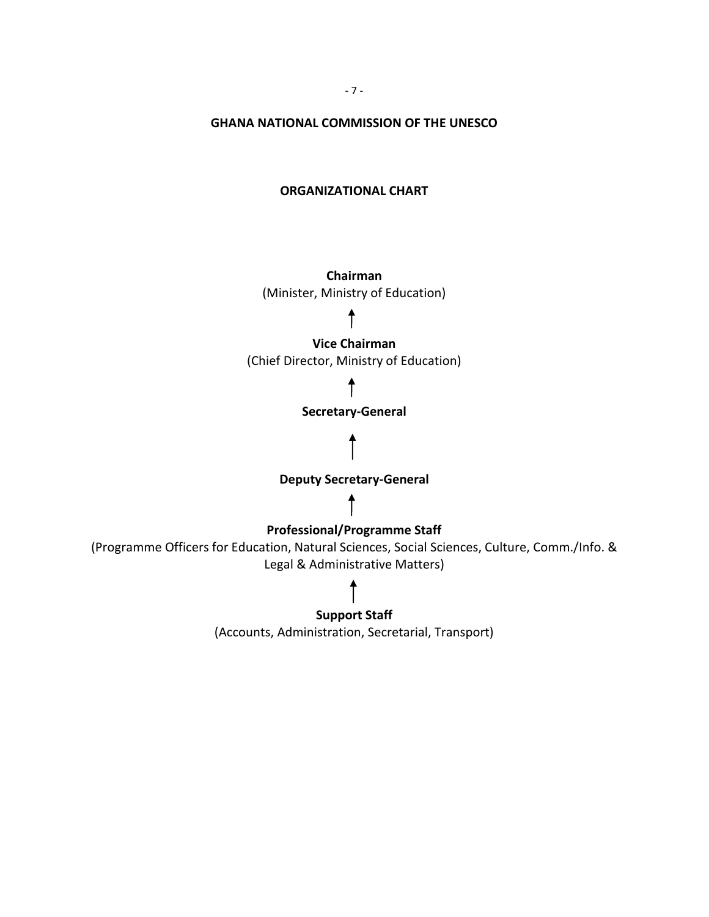## GHANA NATIONAL COMMISSION OF THE UNESCO

### ORGANIZATIONAL CHART

**Chairman**
(Minister, Ministry of Education)

↑

**Vice Chairman**
(Chief Director, Ministry of Education)

↑

**Secretary-General**

↑

**Deputy Secretary-General**

↑

**Professional/Programme Staff**
(Programme Officers for Education, Natural Sciences, Social Sciences, Culture, Comm./Info. & Legal & Administrative Matters)

↑

**Support Staff**
(Accounts, Administration, Secretarial, Transport)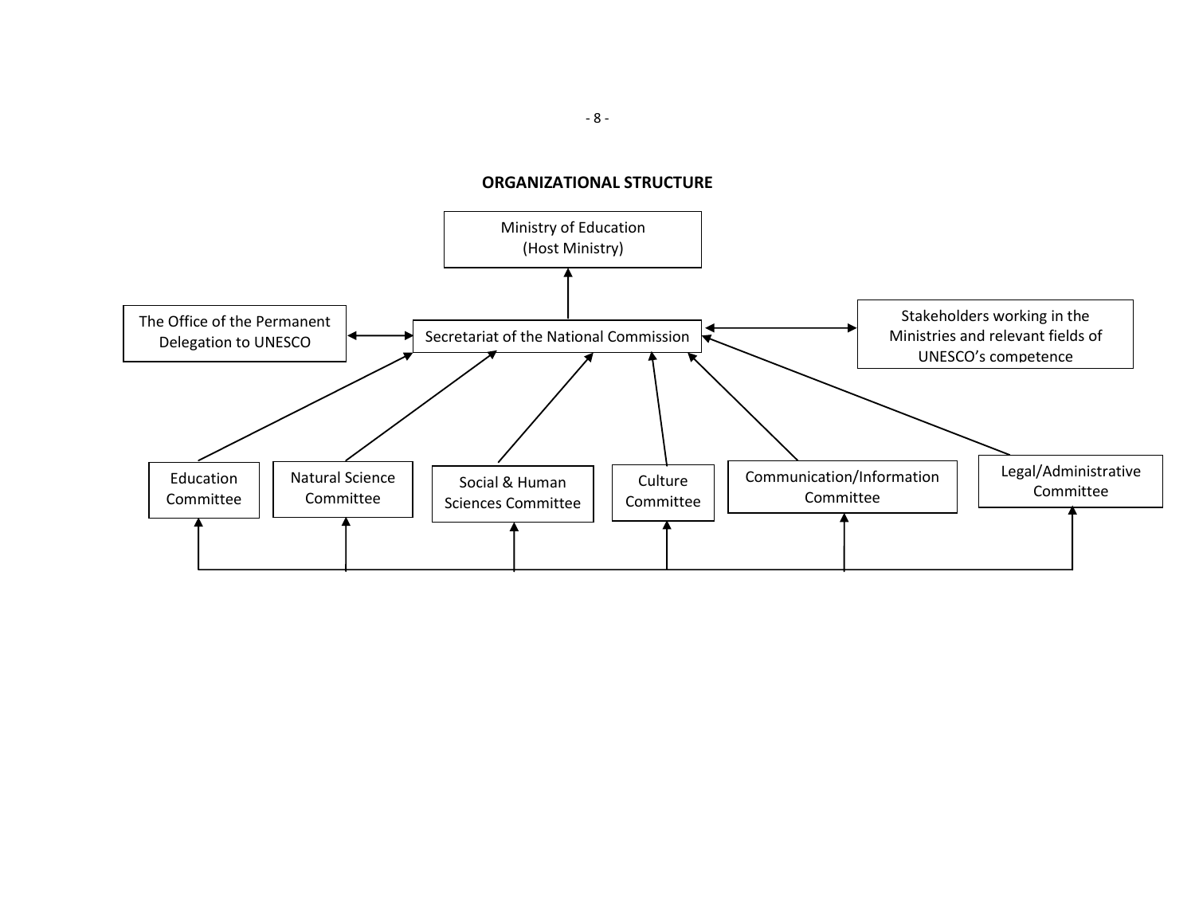**ORGANIZATIONAL STRUCTURE**

Ministry of Education
(Host Ministry)

The Office of the Permanent Delegation to UNESCO

Secretariat of the National Commission

Stakeholders working in the Ministries and relevant fields of UNESCO's competence

Education Committee

Natural Science Committee

Social & Human Sciences Committee

Culture Committee

Communication/Information Committee

Legal/Administrative Committee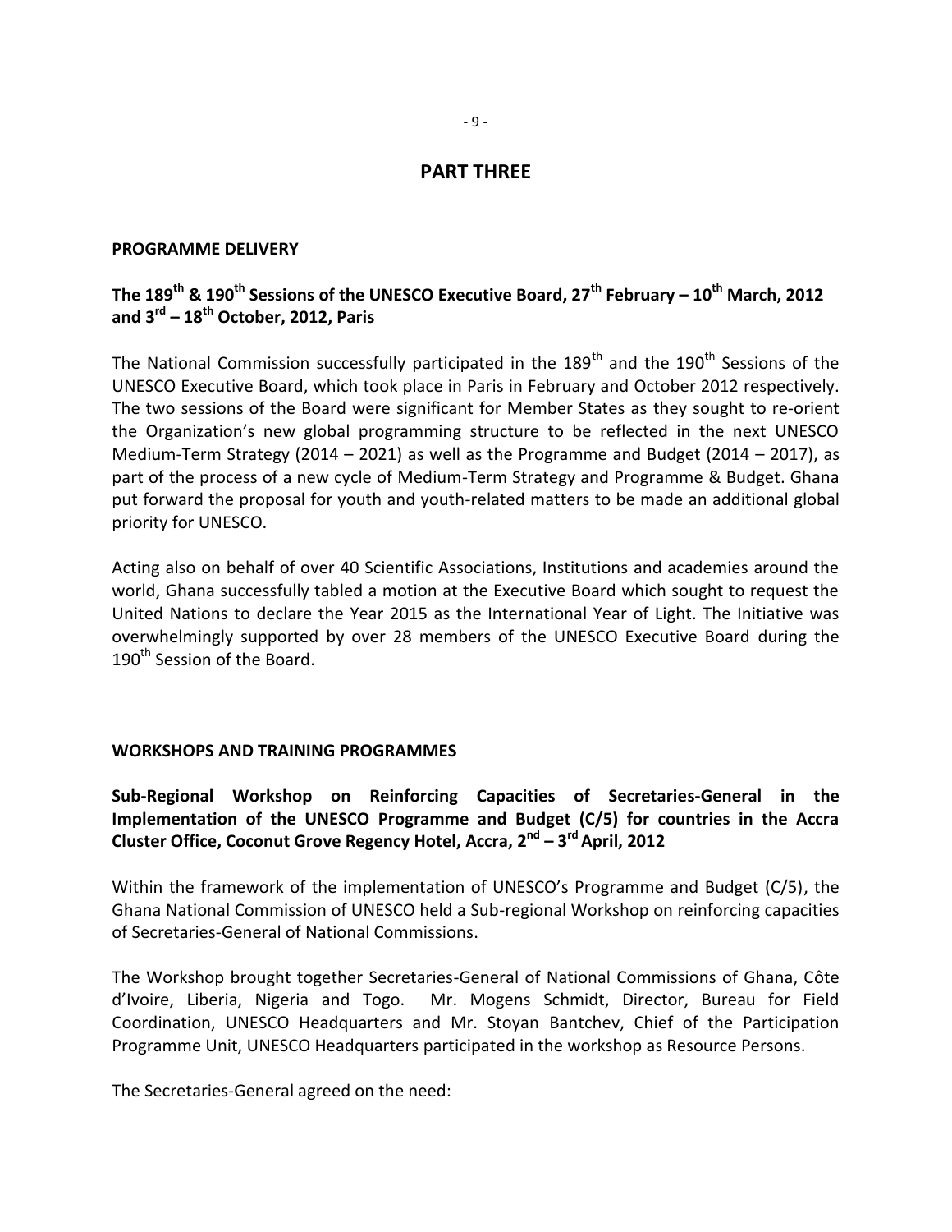## PART THREE

### PROGRAMME DELIVERY

### The 189th & 190th Sessions of the UNESCO Executive Board, 27th February – 10th March, 2012 and 3rd – 18th October, 2012, Paris

The National Commission successfully participated in the 189th and the 190th Sessions of the UNESCO Executive Board, which took place in Paris in February and October 2012 respectively. The two sessions of the Board were significant for Member States as they sought to re-orient the Organization's new global programming structure to be reflected in the next UNESCO Medium-Term Strategy (2014 – 2021) as well as the Programme and Budget (2014 – 2017), as part of the process of a new cycle of Medium-Term Strategy and Programme & Budget. Ghana put forward the proposal for youth and youth-related matters to be made an additional global priority for UNESCO.

Acting also on behalf of over 40 Scientific Associations, Institutions and academies around the world, Ghana successfully tabled a motion at the Executive Board which sought to request the United Nations to declare the Year 2015 as the International Year of Light. The Initiative was overwhelmingly supported by over 28 members of the UNESCO Executive Board during the 190th Session of the Board.

### WORKSHOPS AND TRAINING PROGRAMMES

### Sub-Regional Workshop on Reinforcing Capacities of Secretaries-General in the Implementation of the UNESCO Programme and Budget (C/5) for countries in the Accra Cluster Office, Coconut Grove Regency Hotel, Accra, 2nd – 3rd April, 2012

Within the framework of the implementation of UNESCO's Programme and Budget (C/5), the Ghana National Commission of UNESCO held a Sub-regional Workshop on reinforcing capacities of Secretaries-General of National Commissions.

The Workshop brought together Secretaries-General of National Commissions of Ghana, Côte d'Ivoire, Liberia, Nigeria and Togo. Mr. Mogens Schmidt, Director, Bureau for Field Coordination, UNESCO Headquarters and Mr. Stoyan Bantchev, Chief of the Participation Programme Unit, UNESCO Headquarters participated in the workshop as Resource Persons.

The Secretaries-General agreed on the need: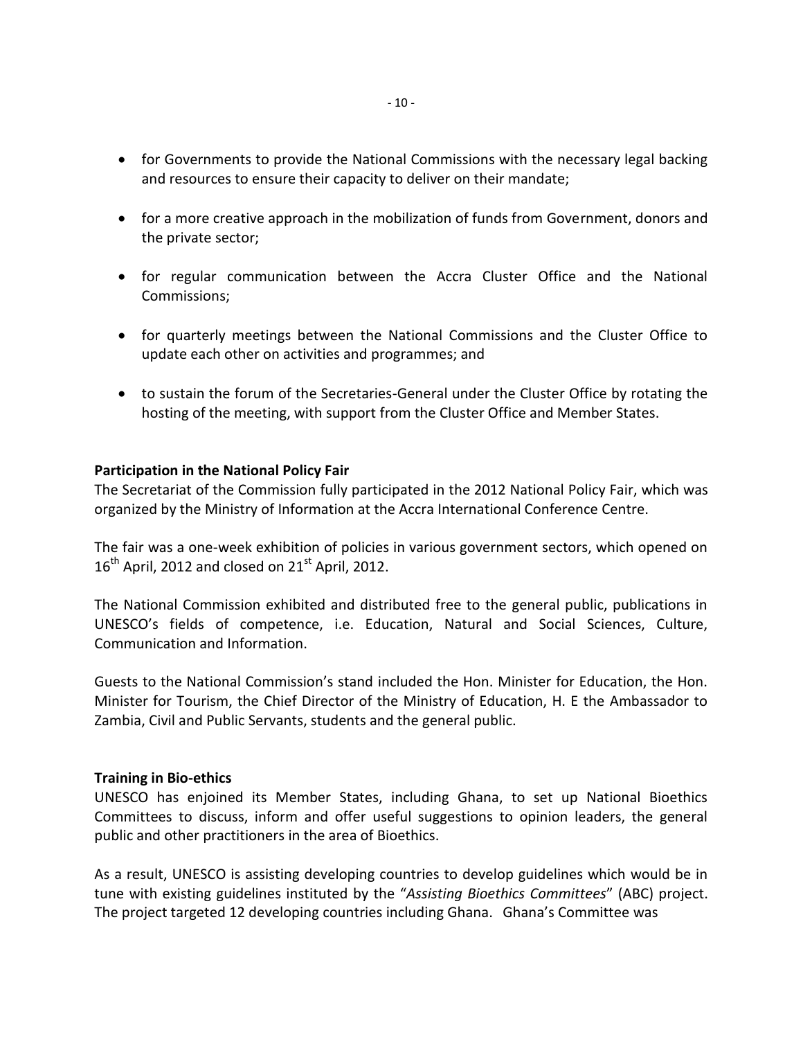- for Governments to provide the National Commissions with the necessary legal backing and resources to ensure their capacity to deliver on their mandate;

- for a more creative approach in the mobilization of funds from Government, donors and the private sector;

- for regular communication between the Accra Cluster Office and the National Commissions;

- for quarterly meetings between the National Commissions and the Cluster Office to update each other on activities and programmes; and

- to sustain the forum of the Secretaries-General under the Cluster Office by rotating the hosting of the meeting, with support from the Cluster Office and Member States.

**Participation in the National Policy Fair**

The Secretariat of the Commission fully participated in the 2012 National Policy Fair, which was organized by the Ministry of Information at the Accra International Conference Centre.

The fair was a one-week exhibition of policies in various government sectors, which opened on 16th April, 2012 and closed on 21st April, 2012.

The National Commission exhibited and distributed free to the general public, publications in UNESCO's fields of competence, i.e. Education, Natural and Social Sciences, Culture, Communication and Information.

Guests to the National Commission's stand included the Hon. Minister for Education, the Hon. Minister for Tourism, the Chief Director of the Ministry of Education, H. E the Ambassador to Zambia, Civil and Public Servants, students and the general public.

**Training in Bio-ethics**

UNESCO has enjoined its Member States, including Ghana, to set up National Bioethics Committees to discuss, inform and offer useful suggestions to opinion leaders, the general public and other practitioners in the area of Bioethics.

As a result, UNESCO is assisting developing countries to develop guidelines which would be in tune with existing guidelines instituted by the "*Assisting Bioethics Committees*" (ABC) project. The project targeted 12 developing countries including Ghana. Ghana's Committee was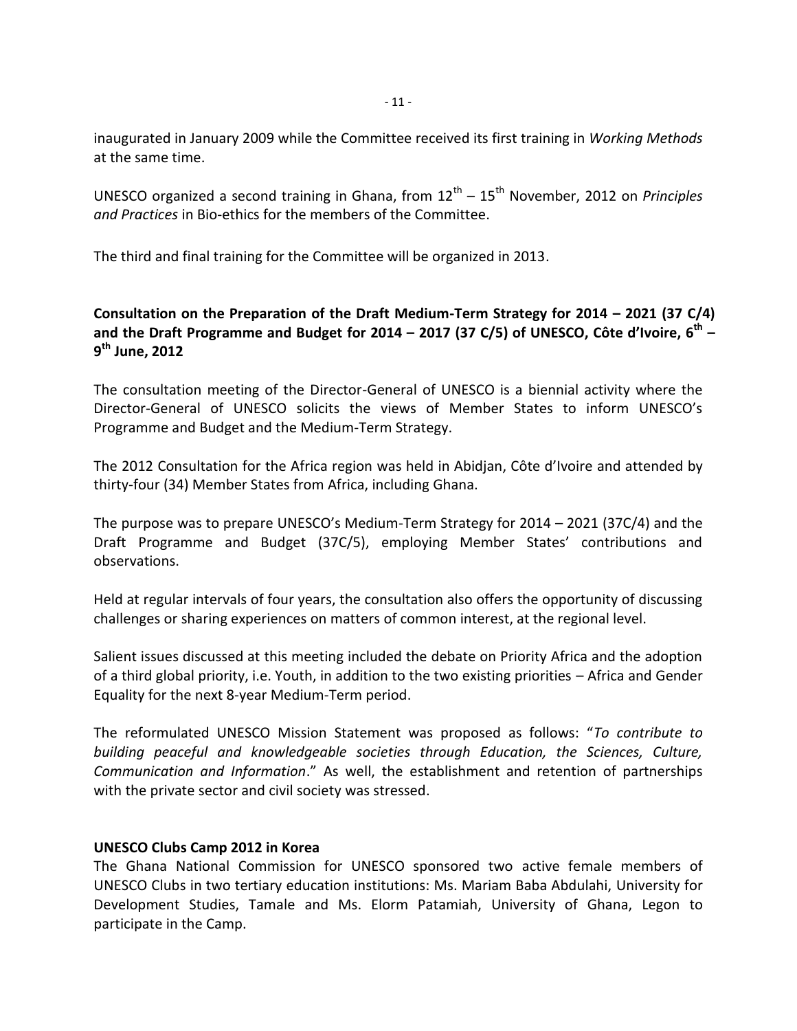inaugurated in January 2009 while the Committee received its first training in *Working Methods* at the same time.

UNESCO organized a second training in Ghana, from 12th – 15th November, 2012 on *Principles and Practices* in Bio-ethics for the members of the Committee.

The third and final training for the Committee will be organized in 2013.

**Consultation on the Preparation of the Draft Medium-Term Strategy for 2014 – 2021 (37 C/4) and the Draft Programme and Budget for 2014 – 2017 (37 C/5) of UNESCO, Côte d'Ivoire, 6th – 9th June, 2012**

The consultation meeting of the Director-General of UNESCO is a biennial activity where the Director-General of UNESCO solicits the views of Member States to inform UNESCO's Programme and Budget and the Medium-Term Strategy.

The 2012 Consultation for the Africa region was held in Abidjan, Côte d'Ivoire and attended by thirty-four (34) Member States from Africa, including Ghana.

The purpose was to prepare UNESCO's Medium-Term Strategy for 2014 – 2021 (37C/4) and the Draft Programme and Budget (37C/5), employing Member States' contributions and observations.

Held at regular intervals of four years, the consultation also offers the opportunity of discussing challenges or sharing experiences on matters of common interest, at the regional level.

Salient issues discussed at this meeting included the debate on Priority Africa and the adoption of a third global priority, i.e. Youth, in addition to the two existing priorities – Africa and Gender Equality for the next 8-year Medium-Term period.

The reformulated UNESCO Mission Statement was proposed as follows: "*To contribute to building peaceful and knowledgeable societies through Education, the Sciences, Culture, Communication and Information*." As well, the establishment and retention of partnerships with the private sector and civil society was stressed.

**UNESCO Clubs Camp 2012 in Korea**

The Ghana National Commission for UNESCO sponsored two active female members of UNESCO Clubs in two tertiary education institutions: Ms. Mariam Baba Abdulahi, University for Development Studies, Tamale and Ms. Elorm Patamiah, University of Ghana, Legon to participate in the Camp.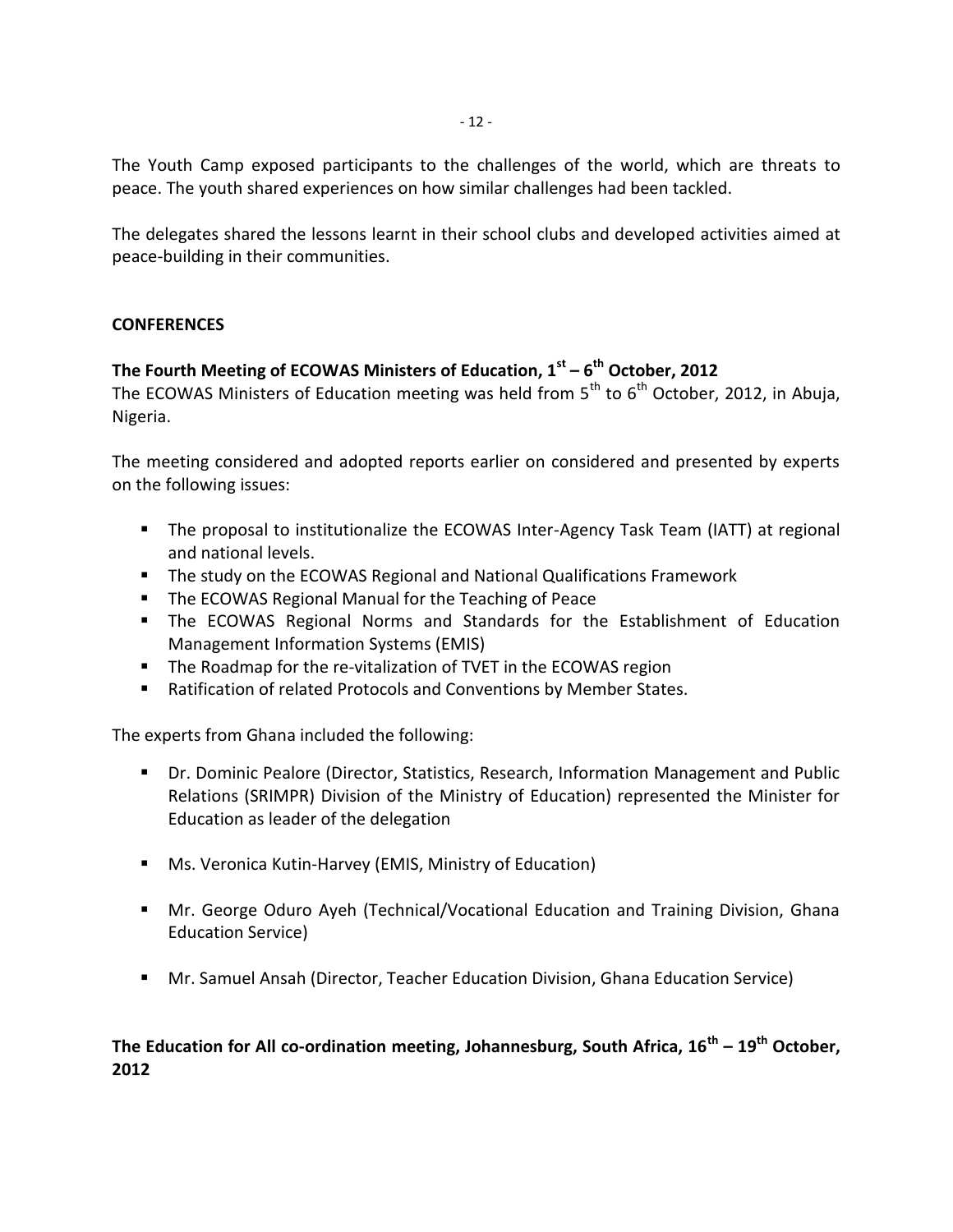The Youth Camp exposed participants to the challenges of the world, which are threats to peace. The youth shared experiences on how similar challenges had been tackled.

The delegates shared the lessons learnt in their school clubs and developed activities aimed at peace-building in their communities.

## CONFERENCES

### The Fourth Meeting of ECOWAS Ministers of Education, 1st – 6th October, 2012

The ECOWAS Ministers of Education meeting was held from 5th to 6th October, 2012, in Abuja, Nigeria.

The meeting considered and adopted reports earlier on considered and presented by experts on the following issues:

- The proposal to institutionalize the ECOWAS Inter-Agency Task Team (IATT) at regional and national levels.
- The study on the ECOWAS Regional and National Qualifications Framework
- The ECOWAS Regional Manual for the Teaching of Peace
- The ECOWAS Regional Norms and Standards for the Establishment of Education Management Information Systems (EMIS)
- The Roadmap for the re-vitalization of TVET in the ECOWAS region
- Ratification of related Protocols and Conventions by Member States.

The experts from Ghana included the following:

- Dr. Dominic Pealore (Director, Statistics, Research, Information Management and Public Relations (SRIMPR) Division of the Ministry of Education) represented the Minister for Education as leader of the delegation
- Ms. Veronica Kutin-Harvey (EMIS, Ministry of Education)
- Mr. George Oduro Ayeh (Technical/Vocational Education and Training Division, Ghana Education Service)
- Mr. Samuel Ansah (Director, Teacher Education Division, Ghana Education Service)

### The Education for All co-ordination meeting, Johannesburg, South Africa, 16th – 19th October, 2012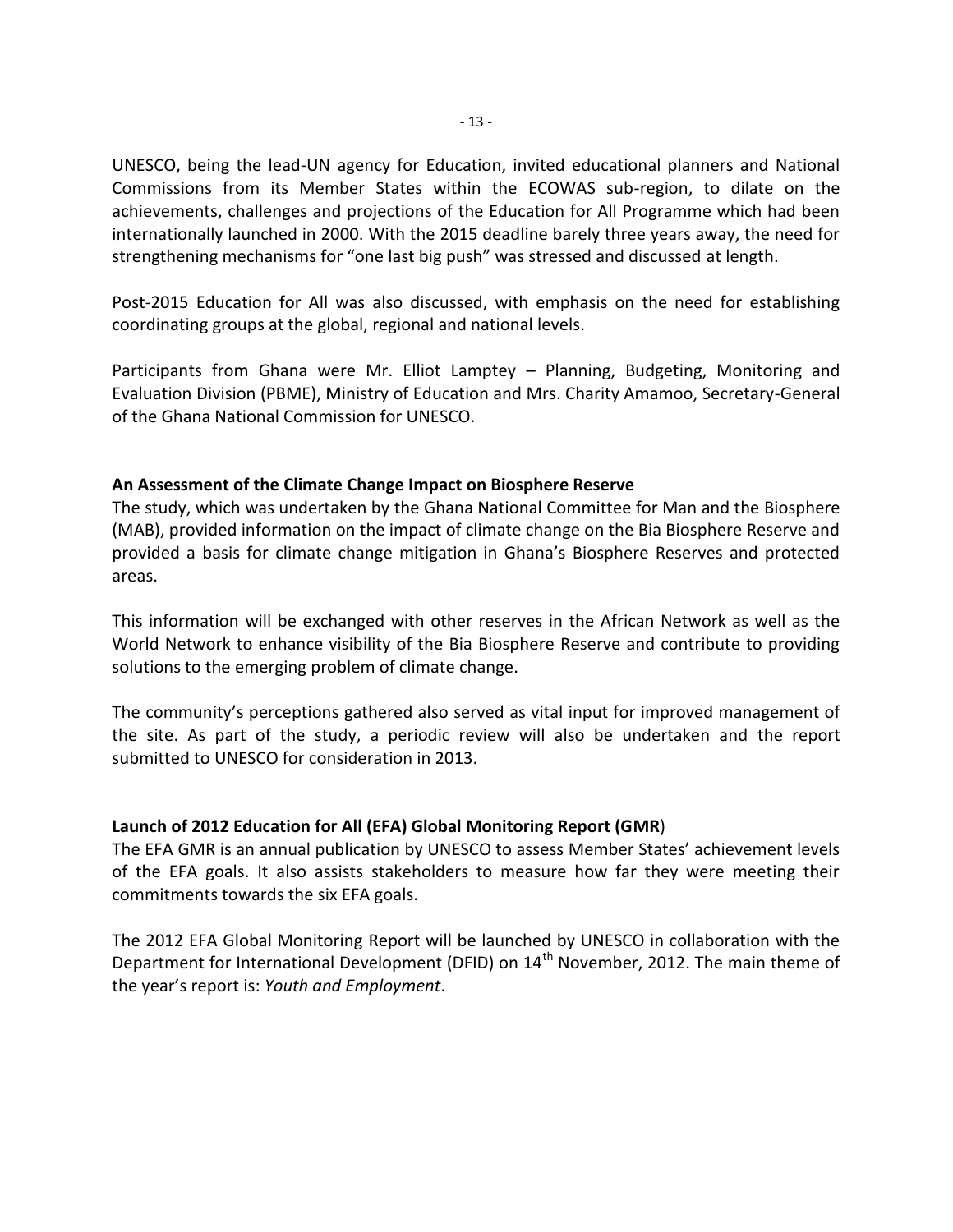UNESCO, being the lead-UN agency for Education, invited educational planners and National Commissions from its Member States within the ECOWAS sub-region, to dilate on the achievements, challenges and projections of the Education for All Programme which had been internationally launched in 2000. With the 2015 deadline barely three years away, the need for strengthening mechanisms for "one last big push" was stressed and discussed at length.

Post-2015 Education for All was also discussed, with emphasis on the need for establishing coordinating groups at the global, regional and national levels.

Participants from Ghana were Mr. Elliot Lamptey – Planning, Budgeting, Monitoring and Evaluation Division (PBME), Ministry of Education and Mrs. Charity Amamoo, Secretary-General of the Ghana National Commission for UNESCO.

**An Assessment of the Climate Change Impact on Biosphere Reserve**

The study, which was undertaken by the Ghana National Committee for Man and the Biosphere (MAB), provided information on the impact of climate change on the Bia Biosphere Reserve and provided a basis for climate change mitigation in Ghana's Biosphere Reserves and protected areas.

This information will be exchanged with other reserves in the African Network as well as the World Network to enhance visibility of the Bia Biosphere Reserve and contribute to providing solutions to the emerging problem of climate change.

The community's perceptions gathered also served as vital input for improved management of the site. As part of the study, a periodic review will also be undertaken and the report submitted to UNESCO for consideration in 2013.

**Launch of 2012 Education for All (EFA) Global Monitoring Report (GMR)**

The EFA GMR is an annual publication by UNESCO to assess Member States' achievement levels of the EFA goals. It also assists stakeholders to measure how far they were meeting their commitments towards the six EFA goals.

The 2012 EFA Global Monitoring Report will be launched by UNESCO in collaboration with the Department for International Development (DFID) on 14th November, 2012. The main theme of the year's report is: *Youth and Employment*.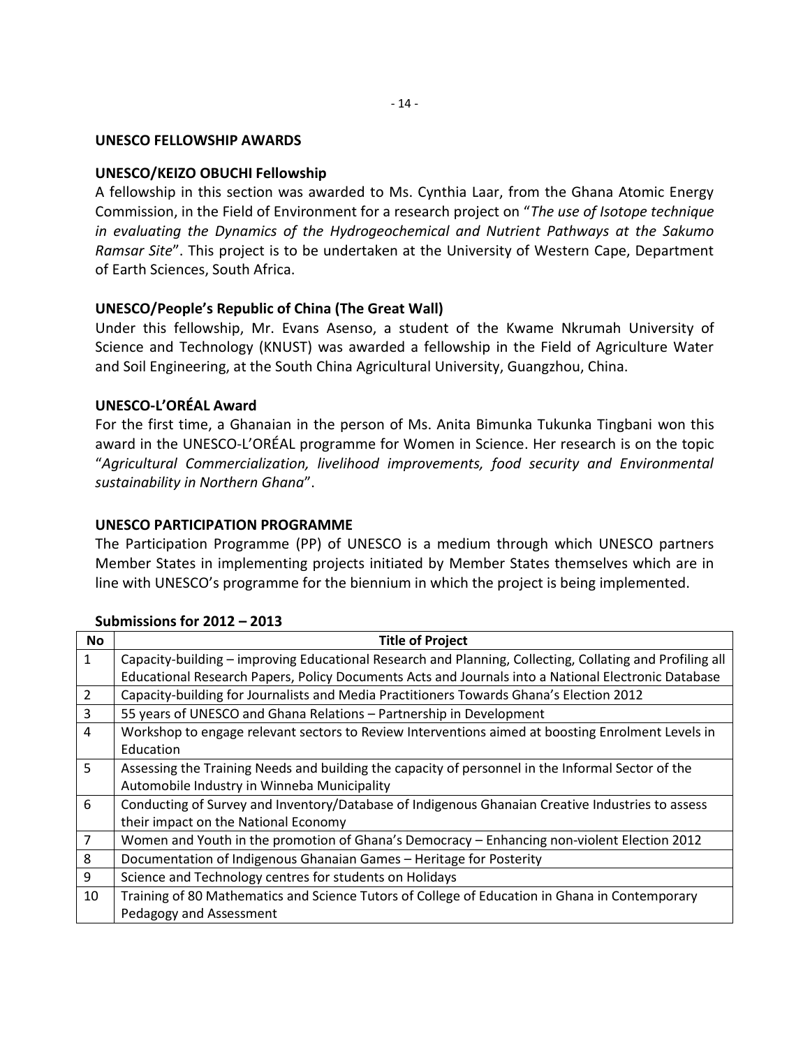## UNESCO FELLOWSHIP AWARDS

### UNESCO/KEIZO OBUCHI Fellowship

A fellowship in this section was awarded to Ms. Cynthia Laar, from the Ghana Atomic Energy Commission, in the Field of Environment for a research project on "*The use of Isotope technique in evaluating the Dynamics of the Hydrogeochemical and Nutrient Pathways at the Sakumo Ramsar Site*". This project is to be undertaken at the University of Western Cape, Department of Earth Sciences, South Africa.

### UNESCO/People's Republic of China (The Great Wall)

Under this fellowship, Mr. Evans Asenso, a student of the Kwame Nkrumah University of Science and Technology (KNUST) was awarded a fellowship in the Field of Agriculture Water and Soil Engineering, at the South China Agricultural University, Guangzhou, China.

### UNESCO-L'ORÉAL Award

For the first time, a Ghanaian in the person of Ms. Anita Bimunka Tukunka Tingbani won this award in the UNESCO-L'ORÉAL programme for Women in Science. Her research is on the topic "*Agricultural Commercialization, livelihood improvements, food security and Environmental sustainability in Northern Ghana*".

## UNESCO PARTICIPATION PROGRAMME

The Participation Programme (PP) of UNESCO is a medium through which UNESCO partners Member States in implementing projects initiated by Member States themselves which are in line with UNESCO's programme for the biennium in which the project is being implemented.

**Submissions for 2012 – 2013**

| No | Title of Project |
|---|---|
| 1 | Capacity-building – improving Educational Research and Planning, Collecting, Collating and Profiling all Educational Research Papers, Policy Documents Acts and Journals into a National Electronic Database |
| 2 | Capacity-building for Journalists and Media Practitioners Towards Ghana's Election 2012 |
| 3 | 55 years of UNESCO and Ghana Relations – Partnership in Development |
| 4 | Workshop to engage relevant sectors to Review Interventions aimed at boosting Enrolment Levels in Education |
| 5 | Assessing the Training Needs and building the capacity of personnel in the Informal Sector of the Automobile Industry in Winneba Municipality |
| 6 | Conducting of Survey and Inventory/Database of Indigenous Ghanaian Creative Industries to assess their impact on the National Economy |
| 7 | Women and Youth in the promotion of Ghana's Democracy – Enhancing non-violent Election 2012 |
| 8 | Documentation of Indigenous Ghanaian Games – Heritage for Posterity |
| 9 | Science and Technology centres for students on Holidays |
| 10 | Training of 80 Mathematics and Science Tutors of College of Education in Ghana in Contemporary Pedagogy and Assessment |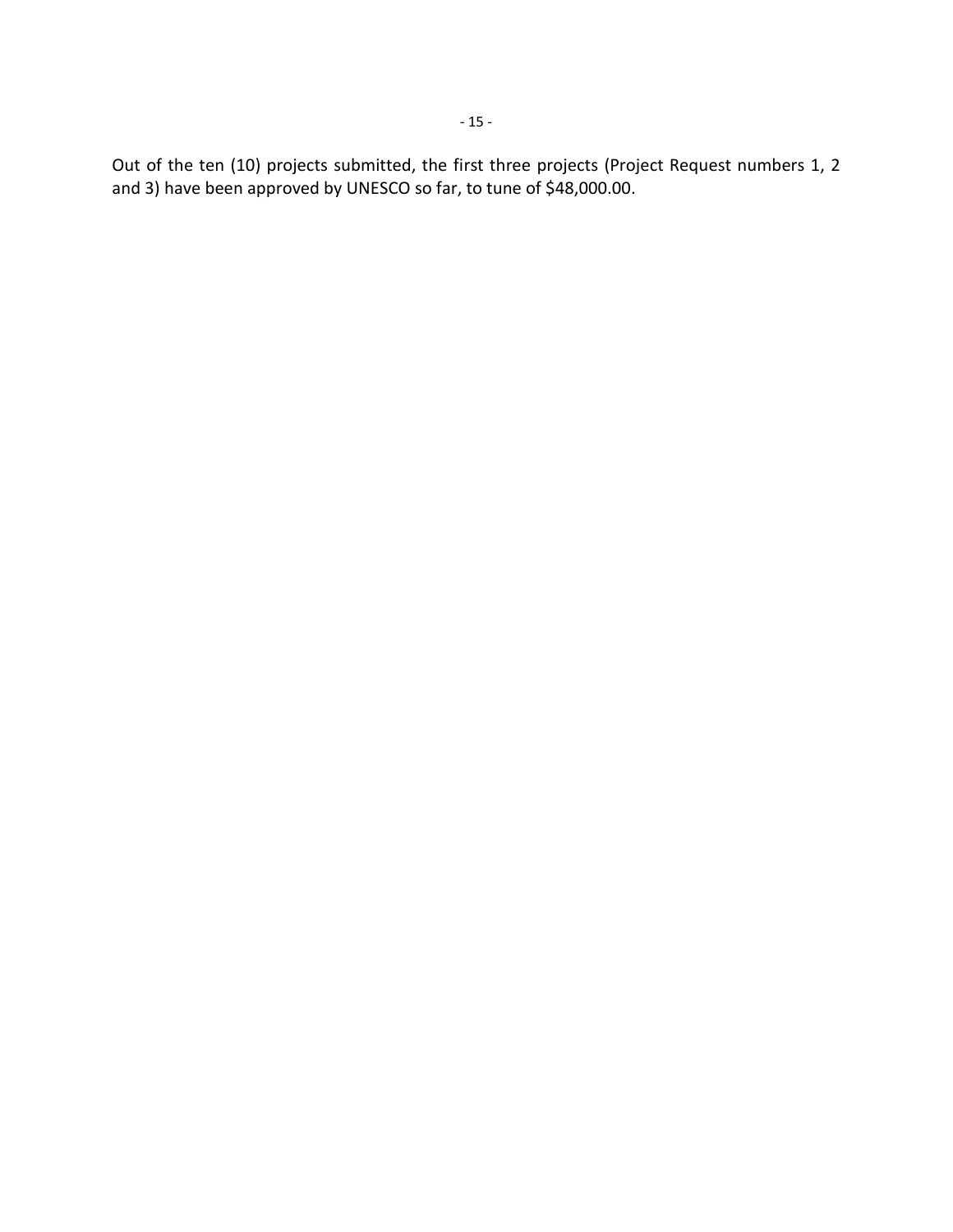Out of the ten (10) projects submitted, the first three projects (Project Request numbers 1, 2 and 3) have been approved by UNESCO so far, to tune of $48,000.00.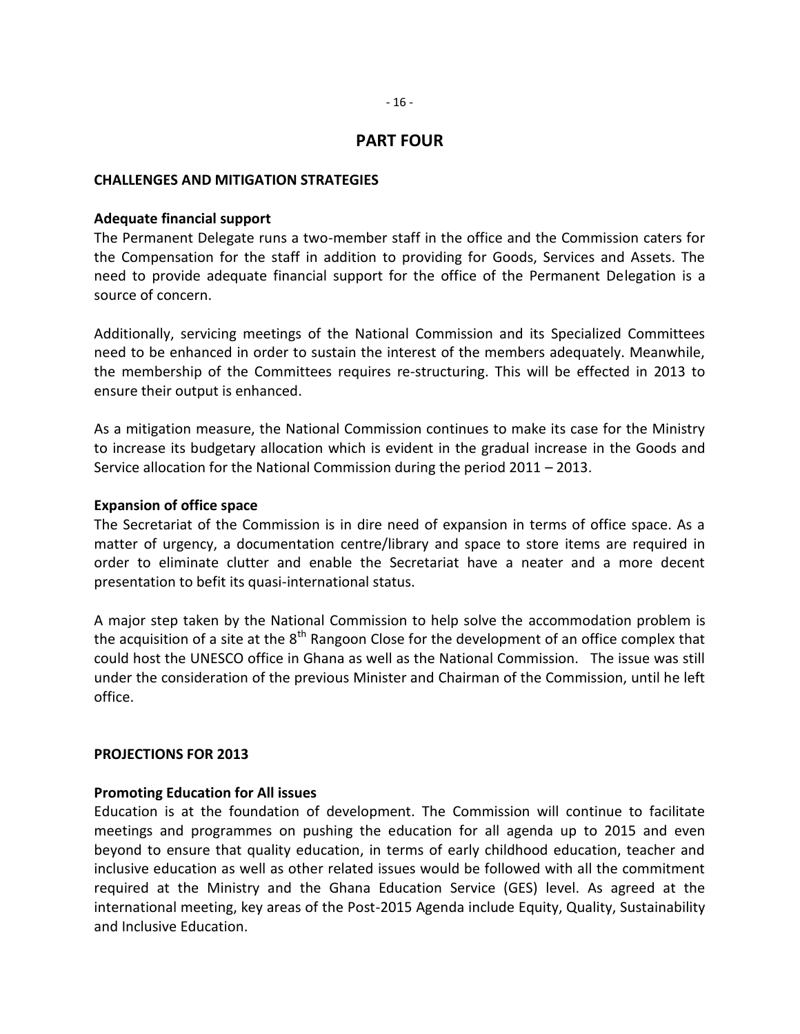# PART FOUR

## CHALLENGES AND MITIGATION STRATEGIES

### Adequate financial support

The Permanent Delegate runs a two-member staff in the office and the Commission caters for the Compensation for the staff in addition to providing for Goods, Services and Assets. The need to provide adequate financial support for the office of the Permanent Delegation is a source of concern.

Additionally, servicing meetings of the National Commission and its Specialized Committees need to be enhanced in order to sustain the interest of the members adequately. Meanwhile, the membership of the Committees requires re-structuring. This will be effected in 2013 to ensure their output is enhanced.

As a mitigation measure, the National Commission continues to make its case for the Ministry to increase its budgetary allocation which is evident in the gradual increase in the Goods and Service allocation for the National Commission during the period 2011 – 2013.

### Expansion of office space

The Secretariat of the Commission is in dire need of expansion in terms of office space. As a matter of urgency, a documentation centre/library and space to store items are required in order to eliminate clutter and enable the Secretariat have a neater and a more decent presentation to befit its quasi-international status.

A major step taken by the National Commission to help solve the accommodation problem is the acquisition of a site at the 8th Rangoon Close for the development of an office complex that could host the UNESCO office in Ghana as well as the National Commission. The issue was still under the consideration of the previous Minister and Chairman of the Commission, until he left office.

## PROJECTIONS FOR 2013

### Promoting Education for All issues

Education is at the foundation of development. The Commission will continue to facilitate meetings and programmes on pushing the education for all agenda up to 2015 and even beyond to ensure that quality education, in terms of early childhood education, teacher and inclusive education as well as other related issues would be followed with all the commitment required at the Ministry and the Ghana Education Service (GES) level. As agreed at the international meeting, key areas of the Post-2015 Agenda include Equity, Quality, Sustainability and Inclusive Education.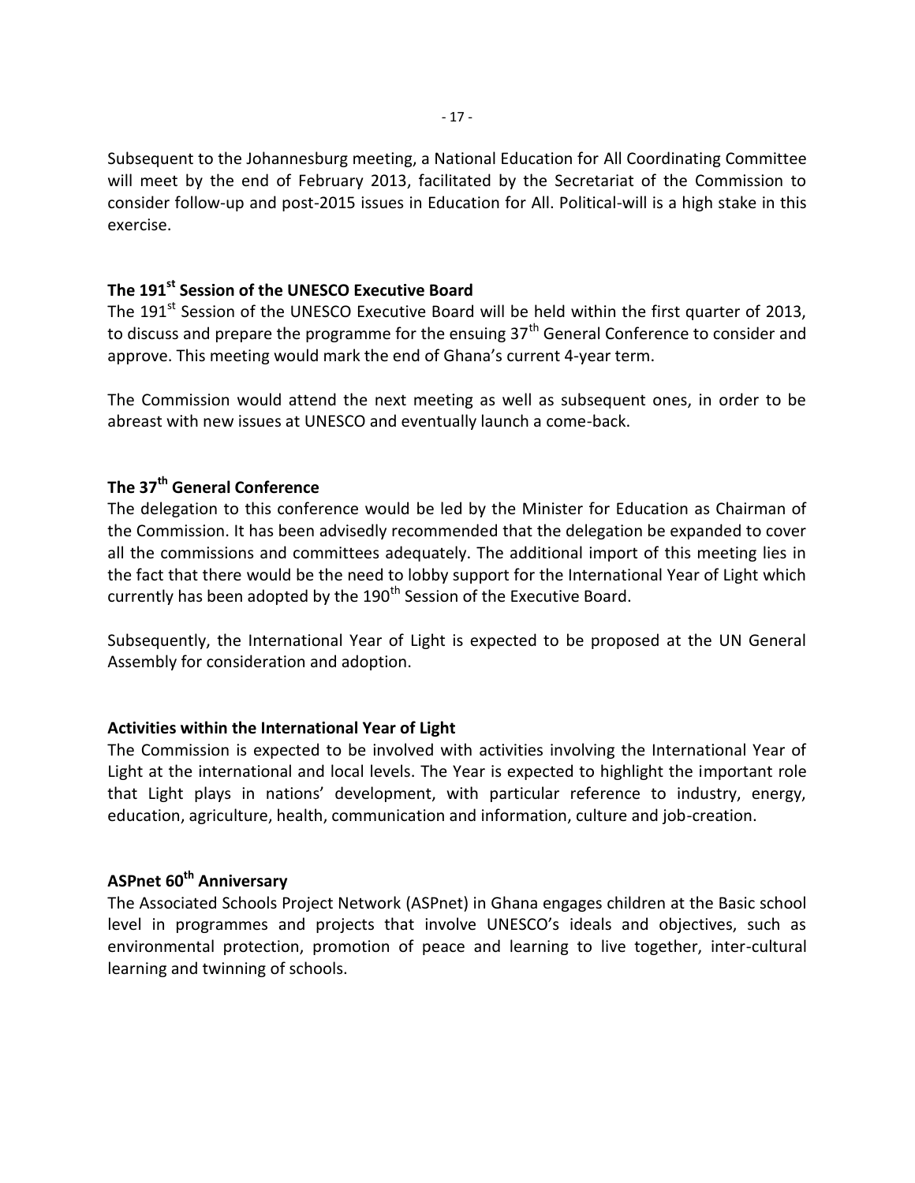Subsequent to the Johannesburg meeting, a National Education for All Coordinating Committee will meet by the end of February 2013, facilitated by the Secretariat of the Commission to consider follow-up and post-2015 issues in Education for All. Political-will is a high stake in this exercise.

**The 191$^{st}$ Session of the UNESCO Executive Board**

The 191$^{st}$ Session of the UNESCO Executive Board will be held within the first quarter of 2013, to discuss and prepare the programme for the ensuing 37$^{th}$ General Conference to consider and approve. This meeting would mark the end of Ghana's current 4-year term.

The Commission would attend the next meeting as well as subsequent ones, in order to be abreast with new issues at UNESCO and eventually launch a come-back.

**The 37$^{th}$ General Conference**

The delegation to this conference would be led by the Minister for Education as Chairman of the Commission. It has been advisedly recommended that the delegation be expanded to cover all the commissions and committees adequately. The additional import of this meeting lies in the fact that there would be the need to lobby support for the International Year of Light which currently has been adopted by the 190$^{th}$ Session of the Executive Board.

Subsequently, the International Year of Light is expected to be proposed at the UN General Assembly for consideration and adoption.

**Activities within the International Year of Light**

The Commission is expected to be involved with activities involving the International Year of Light at the international and local levels. The Year is expected to highlight the important role that Light plays in nations' development, with particular reference to industry, energy, education, agriculture, health, communication and information, culture and job-creation.

**ASPnet 60$^{th}$ Anniversary**

The Associated Schools Project Network (ASPnet) in Ghana engages children at the Basic school level in programmes and projects that involve UNESCO's ideals and objectives, such as environmental protection, promotion of peace and learning to live together, inter-cultural learning and twinning of schools.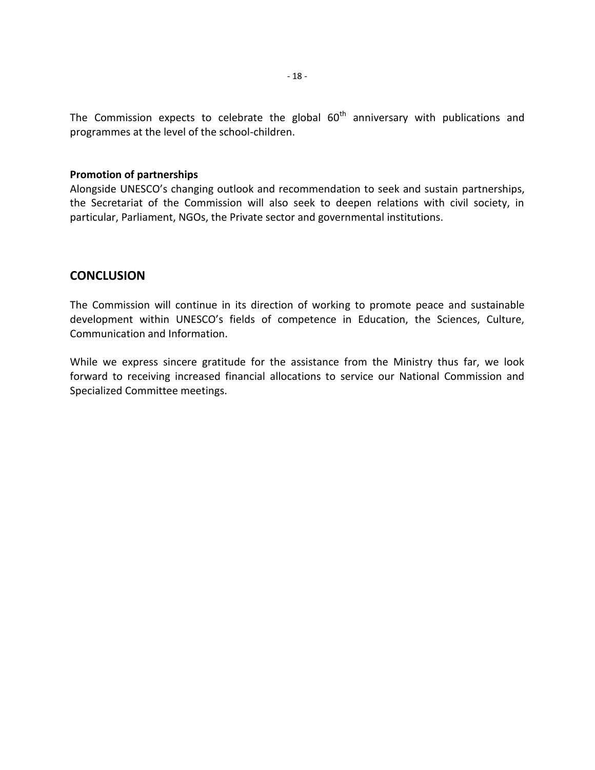The Commission expects to celebrate the global $60^{th}$ anniversary with publications and programmes at the level of the school-children.

**Promotion of partnerships**

Alongside UNESCO's changing outlook and recommendation to seek and sustain partnerships, the Secretariat of the Commission will also seek to deepen relations with civil society, in particular, Parliament, NGOs, the Private sector and governmental institutions.

## CONCLUSION

The Commission will continue in its direction of working to promote peace and sustainable development within UNESCO's fields of competence in Education, the Sciences, Culture, Communication and Information.

While we express sincere gratitude for the assistance from the Ministry thus far, we look forward to receiving increased financial allocations to service our National Commission and Specialized Committee meetings.